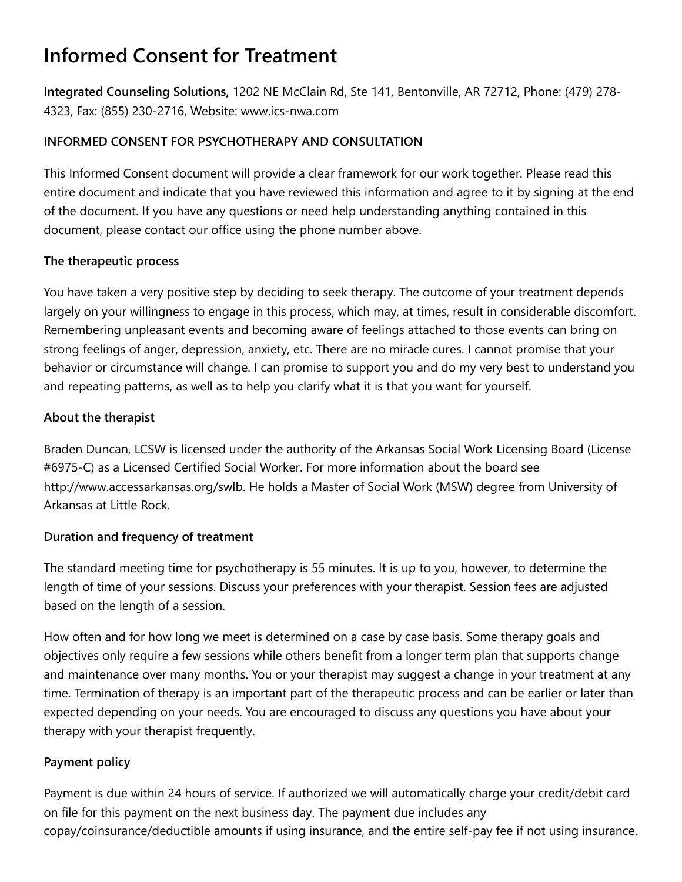# Informed Consent for Treatment

**Integrated Counseling Solutions,** 1202 NE McClain Rd, Ste 141, Bentonville, AR 72712, Phone: (479) 278-4323, Fax: (855) 230-2716, Website: www.ics-nwa.com

**INFORMED CONSENT FOR PSYCHOTHERAPY AND CONSULTATION**

This Informed Consent document will provide a clear framework for our work together. Please read this entire document and indicate that you have reviewed this information and agree to it by signing at the end of the document. If you have any questions or need help understanding anything contained in this document, please contact our office using the phone number above.

**The therapeutic process**

You have taken a very positive step by deciding to seek therapy. The outcome of your treatment depends largely on your willingness to engage in this process, which may, at times, result in considerable discomfort. Remembering unpleasant events and becoming aware of feelings attached to those events can bring on strong feelings of anger, depression, anxiety, etc. There are no miracle cures. I cannot promise that your behavior or circumstance will change. I can promise to support you and do my very best to understand you and repeating patterns, as well as to help you clarify what it is that you want for yourself.

**About the therapist**

Braden Duncan, LCSW is licensed under the authority of the Arkansas Social Work Licensing Board (License #6975-C) as a Licensed Certified Social Worker. For more information about the board see http://www.accessarkansas.org/swlb. He holds a Master of Social Work (MSW) degree from University of Arkansas at Little Rock.

**Duration and frequency of treatment**

The standard meeting time for psychotherapy is 55 minutes. It is up to you, however, to determine the length of time of your sessions. Discuss your preferences with your therapist. Session fees are adjusted based on the length of a session.

How often and for how long we meet is determined on a case by case basis. Some therapy goals and objectives only require a few sessions while others benefit from a longer term plan that supports change and maintenance over many months. You or your therapist may suggest a change in your treatment at any time. Termination of therapy is an important part of the therapeutic process and can be earlier or later than expected depending on your needs. You are encouraged to discuss any questions you have about your therapy with your therapist frequently.

**Payment policy**

Payment is due within 24 hours of service. If authorized we will automatically charge your credit/debit card on file for this payment on the next business day. The payment due includes any copay/coinsurance/deductible amounts if using insurance, and the entire self-pay fee if not using insurance.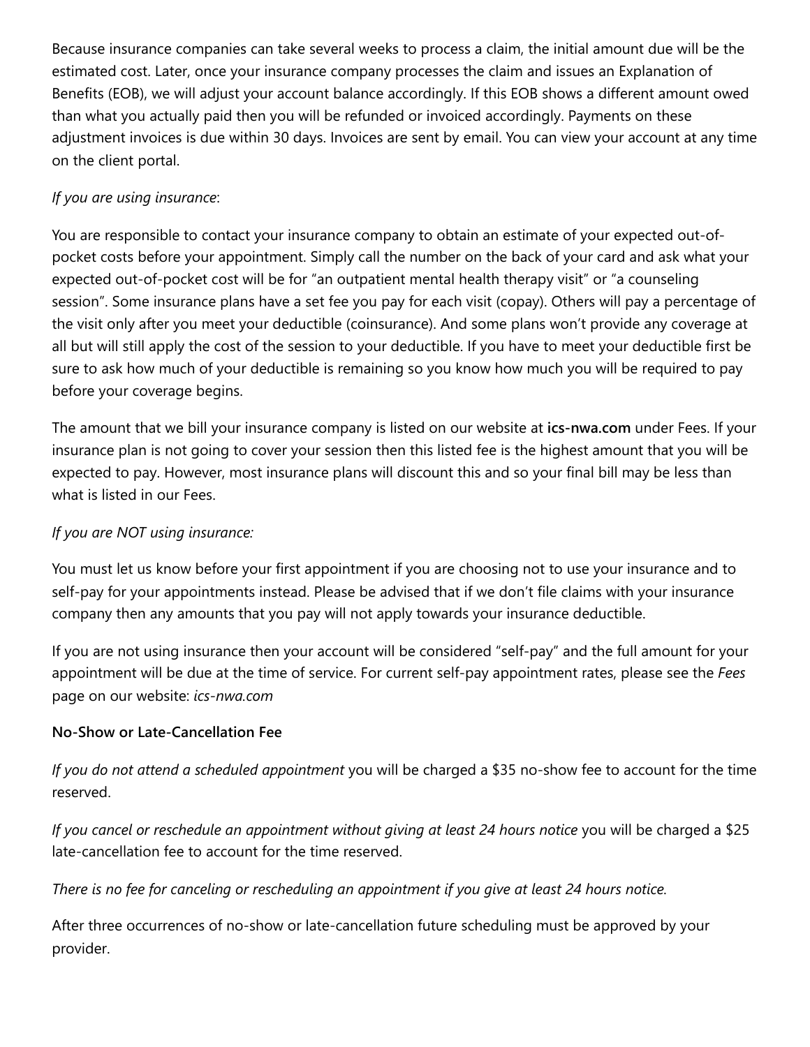Because insurance companies can take several weeks to process a claim, the initial amount due will be the estimated cost. Later, once your insurance company processes the claim and issues an Explanation of Benefits (EOB), we will adjust your account balance accordingly. If this EOB shows a different amount owed than what you actually paid then you will be refunded or invoiced accordingly. Payments on these adjustment invoices is due within 30 days. Invoices are sent by email. You can view your account at any time on the client portal.

*If you are using insurance*:

You are responsible to contact your insurance company to obtain an estimate of your expected out-of-pocket costs before your appointment. Simply call the number on the back of your card and ask what your expected out-of-pocket cost will be for "an outpatient mental health therapy visit" or "a counseling session". Some insurance plans have a set fee you pay for each visit (copay). Others will pay a percentage of the visit only after you meet your deductible (coinsurance). And some plans won't provide any coverage at all but will still apply the cost of the session to your deductible. If you have to meet your deductible first be sure to ask how much of your deductible is remaining so you know how much you will be required to pay before your coverage begins.

The amount that we bill your insurance company is listed on our website at **ics-nwa.com** under Fees. If your insurance plan is not going to cover your session then this listed fee is the highest amount that you will be expected to pay. However, most insurance plans will discount this and so your final bill may be less than what is listed in our Fees.

*If you are NOT using insurance:*

You must let us know before your first appointment if you are choosing not to use your insurance and to self-pay for your appointments instead. Please be advised that if we don't file claims with your insurance company then any amounts that you pay will not apply towards your insurance deductible.

If you are not using insurance then your account will be considered "self-pay" and the full amount for your appointment will be due at the time of service. For current self-pay appointment rates, please see the *Fees* page on our website: *ics-nwa.com*

**No-Show or Late-Cancellation Fee**

*If you do not attend a scheduled appointment* you will be charged a $35 no-show fee to account for the time reserved.

*If you cancel or reschedule an appointment without giving at least 24 hours notice* you will be charged a $25 late-cancellation fee to account for the time reserved.

*There is no fee for canceling or rescheduling an appointment if you give at least 24 hours notice.*

After three occurrences of no-show or late-cancellation future scheduling must be approved by your provider.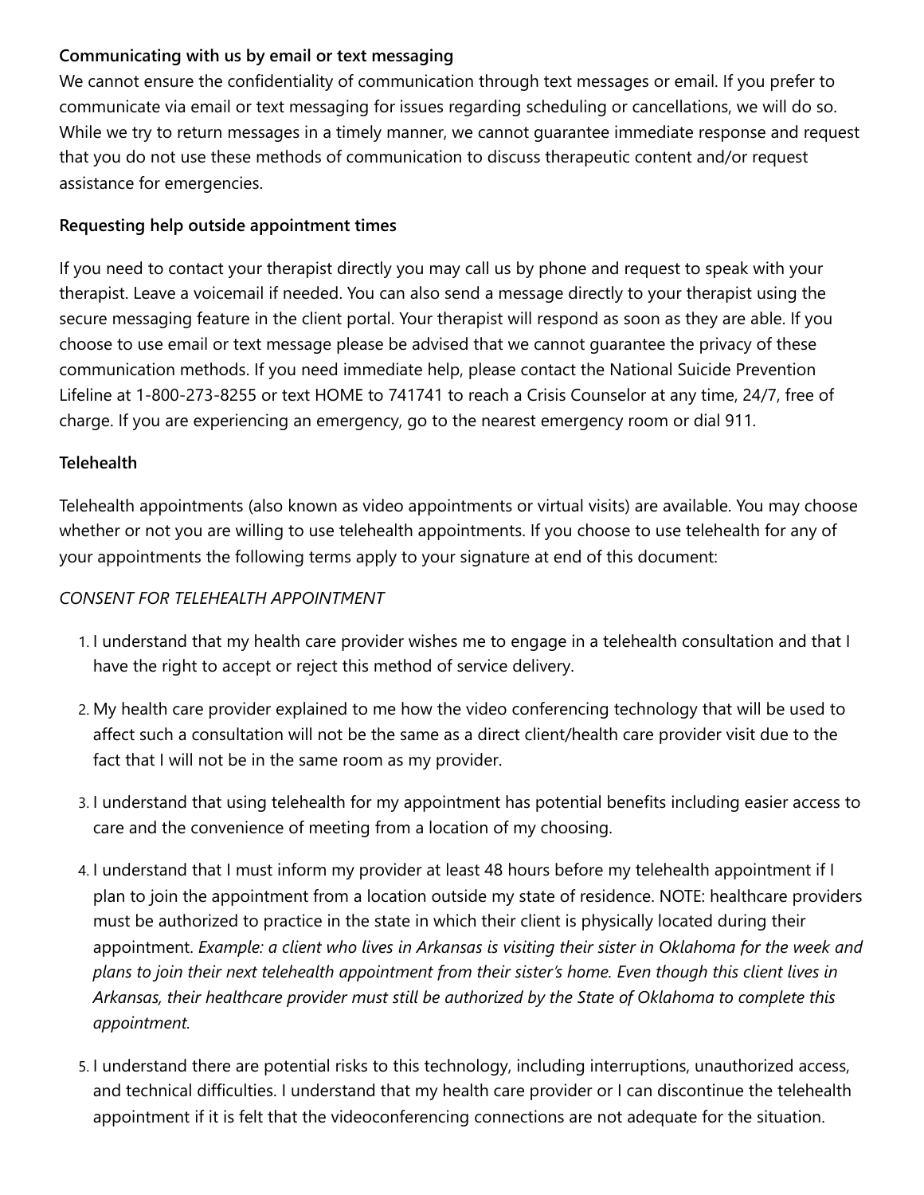**Communicating with us by email or text messaging**

We cannot ensure the confidentiality of communication through text messages or email. If you prefer to communicate via email or text messaging for issues regarding scheduling or cancellations, we will do so. While we try to return messages in a timely manner, we cannot guarantee immediate response and request that you do not use these methods of communication to discuss therapeutic content and/or request assistance for emergencies.

**Requesting help outside appointment times**

If you need to contact your therapist directly you may call us by phone and request to speak with your therapist. Leave a voicemail if needed. You can also send a message directly to your therapist using the secure messaging feature in the client portal. Your therapist will respond as soon as they are able. If you choose to use email or text message please be advised that we cannot guarantee the privacy of these communication methods. If you need immediate help, please contact the National Suicide Prevention Lifeline at 1-800-273-8255 or text HOME to 741741 to reach a Crisis Counselor at any time, 24/7, free of charge. If you are experiencing an emergency, go to the nearest emergency room or dial 911.

**Telehealth**

Telehealth appointments (also known as video appointments or virtual visits) are available. You may choose whether or not you are willing to use telehealth appointments. If you choose to use telehealth for any of your appointments the following terms apply to your signature at end of this document:

*CONSENT FOR TELEHEALTH APPOINTMENT*

1. I understand that my health care provider wishes me to engage in a telehealth consultation and that I have the right to accept or reject this method of service delivery.
2. My health care provider explained to me how the video conferencing technology that will be used to affect such a consultation will not be the same as a direct client/health care provider visit due to the fact that I will not be in the same room as my provider.
3. I understand that using telehealth for my appointment has potential benefits including easier access to care and the convenience of meeting from a location of my choosing.
4. I understand that I must inform my provider at least 48 hours before my telehealth appointment if I plan to join the appointment from a location outside my state of residence. NOTE: healthcare providers must be authorized to practice in the state in which their client is physically located during their appointment. *Example: a client who lives in Arkansas is visiting their sister in Oklahoma for the week and plans to join their next telehealth appointment from their sister's home. Even though this client lives in Arkansas, their healthcare provider must still be authorized by the State of Oklahoma to complete this appointment.*
5. I understand there are potential risks to this technology, including interruptions, unauthorized access, and technical difficulties. I understand that my health care provider or I can discontinue the telehealth appointment if it is felt that the videoconferencing connections are not adequate for the situation.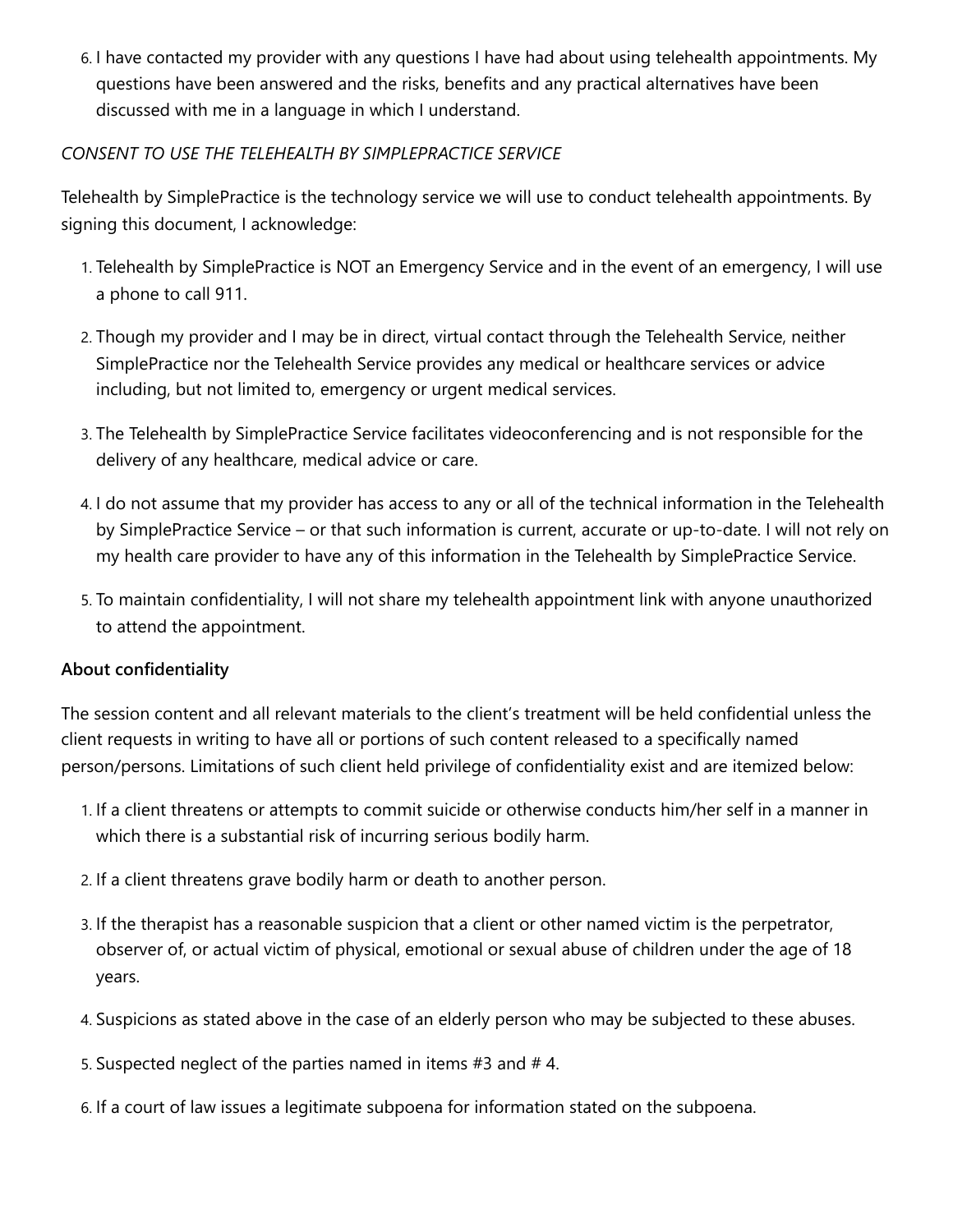6. I have contacted my provider with any questions I have had about using telehealth appointments. My questions have been answered and the risks, benefits and any practical alternatives have been discussed with me in a language in which I understand.

*CONSENT TO USE THE TELEHEALTH BY SIMPLEPRACTICE SERVICE*

Telehealth by SimplePractice is the technology service we will use to conduct telehealth appointments. By signing this document, I acknowledge:

1. Telehealth by SimplePractice is NOT an Emergency Service and in the event of an emergency, I will use a phone to call 911.
2. Though my provider and I may be in direct, virtual contact through the Telehealth Service, neither SimplePractice nor the Telehealth Service provides any medical or healthcare services or advice including, but not limited to, emergency or urgent medical services.
3. The Telehealth by SimplePractice Service facilitates videoconferencing and is not responsible for the delivery of any healthcare, medical advice or care.
4. I do not assume that my provider has access to any or all of the technical information in the Telehealth by SimplePractice Service – or that such information is current, accurate or up-to-date. I will not rely on my health care provider to have any of this information in the Telehealth by SimplePractice Service.
5. To maintain confidentiality, I will not share my telehealth appointment link with anyone unauthorized to attend the appointment.

**About confidentiality**

The session content and all relevant materials to the client's treatment will be held confidential unless the client requests in writing to have all or portions of such content released to a specifically named person/persons. Limitations of such client held privilege of confidentiality exist and are itemized below:

1. If a client threatens or attempts to commit suicide or otherwise conducts him/her self in a manner in which there is a substantial risk of incurring serious bodily harm.
2. If a client threatens grave bodily harm or death to another person.
3. If the therapist has a reasonable suspicion that a client or other named victim is the perpetrator, observer of, or actual victim of physical, emotional or sexual abuse of children under the age of 18 years.
4. Suspicions as stated above in the case of an elderly person who may be subjected to these abuses.
5. Suspected neglect of the parties named in items #3 and # 4.
6. If a court of law issues a legitimate subpoena for information stated on the subpoena.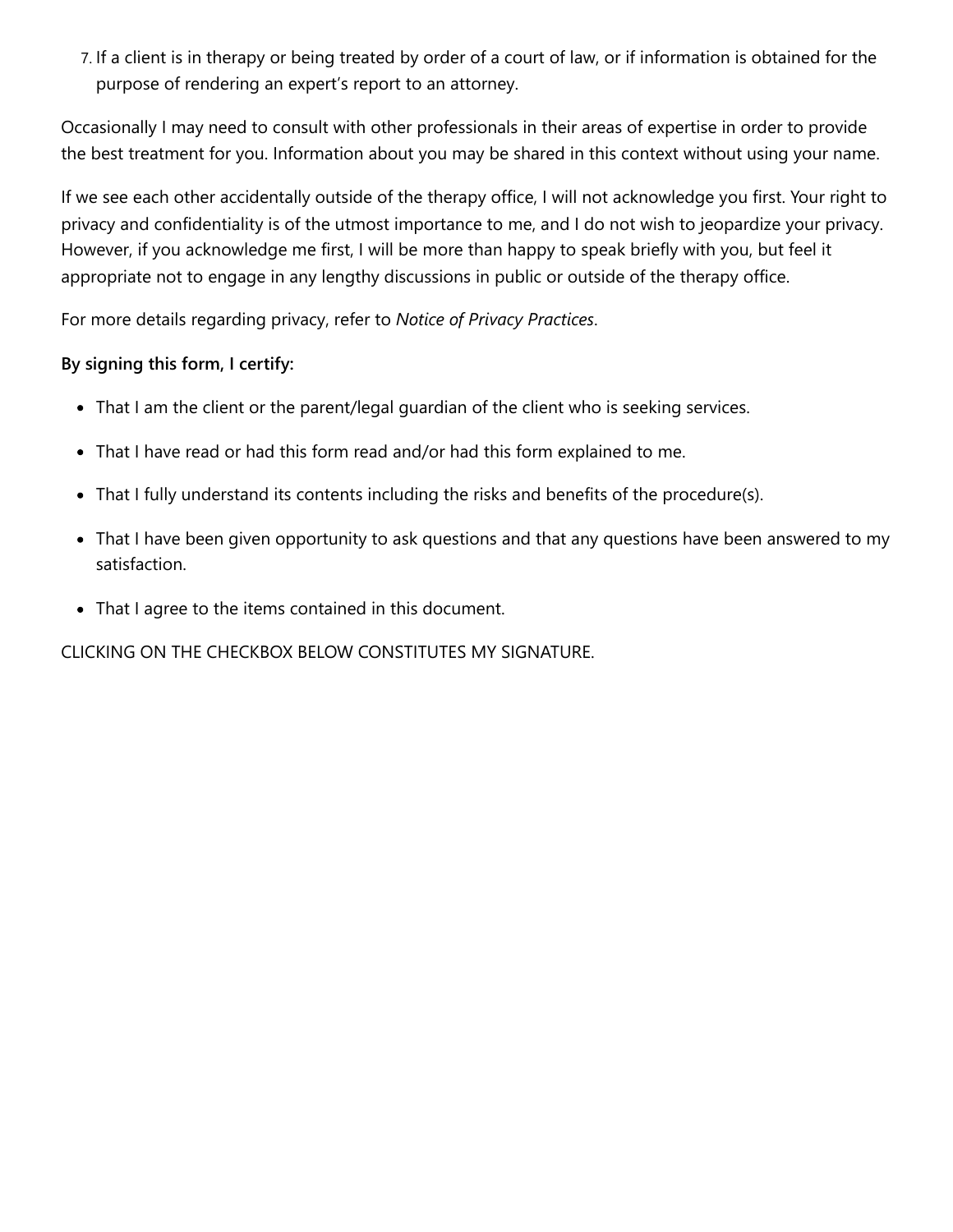7. If a client is in therapy or being treated by order of a court of law, or if information is obtained for the purpose of rendering an expert's report to an attorney.

Occasionally I may need to consult with other professionals in their areas of expertise in order to provide the best treatment for you. Information about you may be shared in this context without using your name.

If we see each other accidentally outside of the therapy office, I will not acknowledge you first. Your right to privacy and confidentiality is of the utmost importance to me, and I do not wish to jeopardize your privacy. However, if you acknowledge me first, I will be more than happy to speak briefly with you, but feel it appropriate not to engage in any lengthy discussions in public or outside of the therapy office.

For more details regarding privacy, refer to *Notice of Privacy Practices*.

**By signing this form, I certify:**

- That I am the client or the parent/legal guardian of the client who is seeking services.
- That I have read or had this form read and/or had this form explained to me.
- That I fully understand its contents including the risks and benefits of the procedure(s).
- That I have been given opportunity to ask questions and that any questions have been answered to my satisfaction.
- That I agree to the items contained in this document.

CLICKING ON THE CHECKBOX BELOW CONSTITUTES MY SIGNATURE.